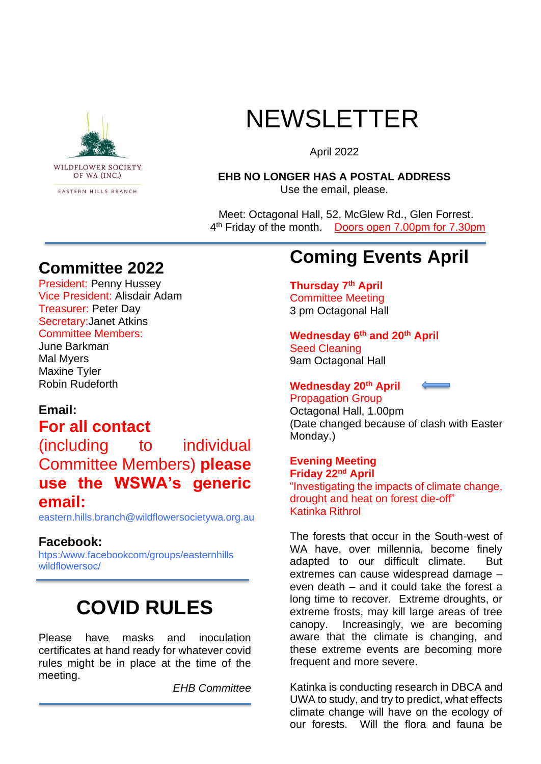WILDFLOWER SOCIETY OF WA (INC.)

EASTERN HILLS BRANCH

# NEWSLETTER

April 2022

**EHB NO LONGER HAS A POSTAL ADDRESS**
Use the email, please.

Meet: Octagonal Hall, 52, McGlew Rd., Glen Forrest.
4th Friday of the month. Doors open 7.00pm for 7.30pm

## Committee 2022

President: Penny Hussey
Vice President: Alisdair Adam
Treasurer: Peter Day
Secretary: Janet Atkins
Committee Members:
June Barkman
Mal Myers
Maxine Tyler
Robin Rudeforth

### Email:

**For all contact** (including to individual Committee Members) **please use the WSWA's generic email:**

eastern.hills.branch@wildflowersocietywa.org.au

### Facebook:

htps:/www.facebookcom/groups/easternhills wildflowersoc/

## COVID RULES

Please have masks and inoculation certificates at hand ready for whatever covid rules might be in place at the time of the meeting.

*EHB Committee*

## Coming Events April

**Thursday 7th April**
Committee Meeting
3 pm Octagonal Hall

**Wednesday 6th and 20th April**
Seed Cleaning
9am Octagonal Hall

**Wednesday 20th April**
Propagation Group
Octagonal Hall, 1.00pm
(Date changed because of clash with Easter Monday.)

**Evening Meeting**
**Friday 22nd April**
"Investigating the impacts of climate change, drought and heat on forest die-off"
Katinka Rithrol

The forests that occur in the South-west of WA have, over millennia, become finely adapted to our difficult climate. But extremes can cause widespread damage – even death – and it could take the forest a long time to recover. Extreme droughts, or extreme frosts, may kill large areas of tree canopy. Increasingly, we are becoming aware that the climate is changing, and these extreme events are becoming more frequent and more severe.

Katinka is conducting research in DBCA and UWA to study, and try to predict, what effects climate change will have on the ecology of our forests. Will the flora and fauna be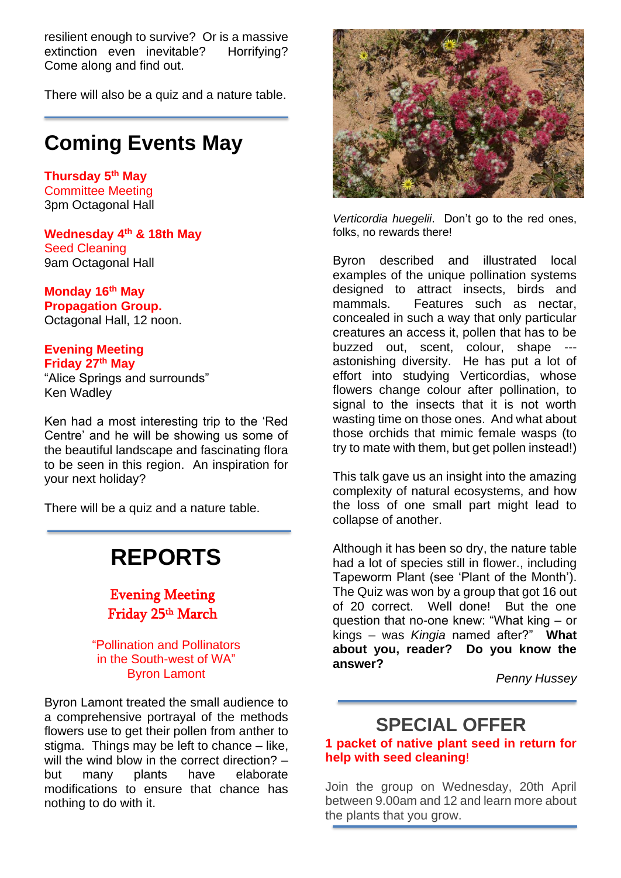resilient enough to survive? Or is a massive extinction even inevitable? Horrifying? Come along and find out.

There will also be a quiz and a nature table.

# Coming Events May

**Thursday 5th May**
Committee Meeting
3pm Octagonal Hall

**Wednesday 4th & 18th May**
Seed Cleaning
9am Octagonal Hall

**Monday 16th May**
**Propagation Group.**
Octagonal Hall, 12 noon.

**Evening Meeting**
**Friday 27th May**
"Alice Springs and surrounds"
Ken Wadley

Ken had a most interesting trip to the 'Red Centre' and he will be showing us some of the beautiful landscape and fascinating flora to be seen in this region. An inspiration for your next holiday?

There will be a quiz and a nature table.

# REPORTS

## Evening Meeting
## Friday 25th March

"Pollination and Pollinators in the South-west of WA"
Byron Lamont

Byron Lamont treated the small audience to a comprehensive portrayal of the methods flowers use to get their pollen from anther to stigma. Things may be left to chance – like, will the wind blow in the correct direction? – but many plants have elaborate modifications to ensure that chance has nothing to do with it.

*Verticordia huegelii*. Don't go to the red ones, folks, no rewards there!

Byron described and illustrated local examples of the unique pollination systems designed to attract insects, birds and mammals. Features such as nectar, concealed in such a way that only particular creatures an access it, pollen that has to be buzzed out, scent, colour, shape --- astonishing diversity. He has put a lot of effort into studying Verticordias, whose flowers change colour after pollination, to signal to the insects that it is not worth wasting time on those ones. And what about those orchids that mimic female wasps (to try to mate with them, but get pollen instead!)

This talk gave us an insight into the amazing complexity of natural ecosystems, and how the loss of one small part might lead to collapse of another.

Although it has been so dry, the nature table had a lot of species still in flower., including Tapeworm Plant (see 'Plant of the Month'). The Quiz was won by a group that got 16 out of 20 correct. Well done! But the one question that no-one knew: "What king – or kings – was *Kingia* named after?" **What about you, reader? Do you know the answer?**

*Penny Hussey*

# SPECIAL OFFER

**1 packet of native plant seed in return for help with seed cleaning!**

Join the group on Wednesday, 20th April between 9.00am and 12 and learn more about the plants that you grow.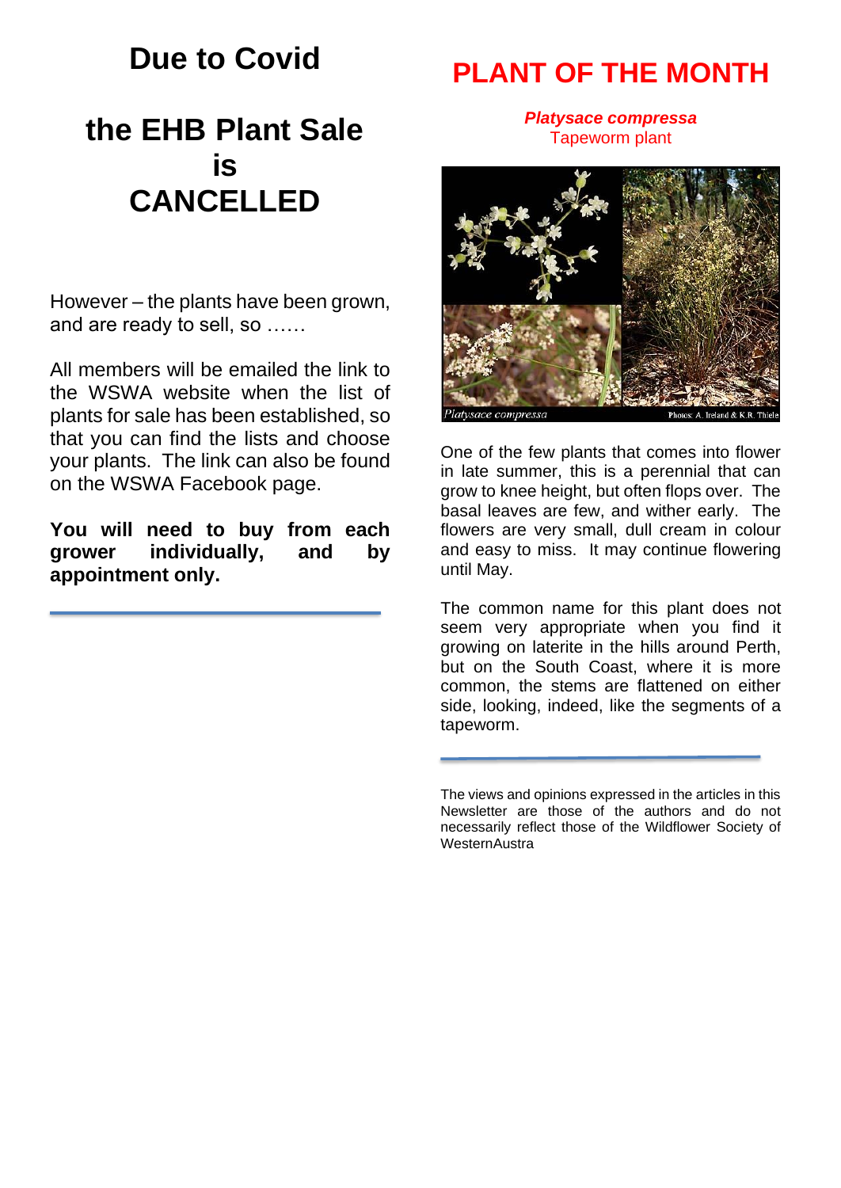# Due to Covid

# the EHB Plant Sale is CANCELLED

However – the plants have been grown, and are ready to sell, so ……

All members will be emailed the link to the WSWA website when the list of plants for sale has been established, so that you can find the lists and choose your plants. The link can also be found on the WSWA Facebook page.

**You will need to buy from each grower individually, and by appointment only.**

---

# PLANT OF THE MONTH

***Platysace compressa***
Tapeworm plant

*Platysace compressa*

Photos: A. Ireland & K.R. Thiele

One of the few plants that comes into flower in late summer, this is a perennial that can grow to knee height, but often flops over. The basal leaves are few, and wither early. The flowers are very small, dull cream in colour and easy to miss. It may continue flowering until May.

The common name for this plant does not seem very appropriate when you find it growing on laterite in the hills around Perth, but on the South Coast, where it is more common, the stems are flattened on either side, looking, indeed, like the segments of a tapeworm.

---

The views and opinions expressed in the articles in this Newsletter are those of the authors and do not necessarily reflect those of the Wildflower Society of WesternAustra